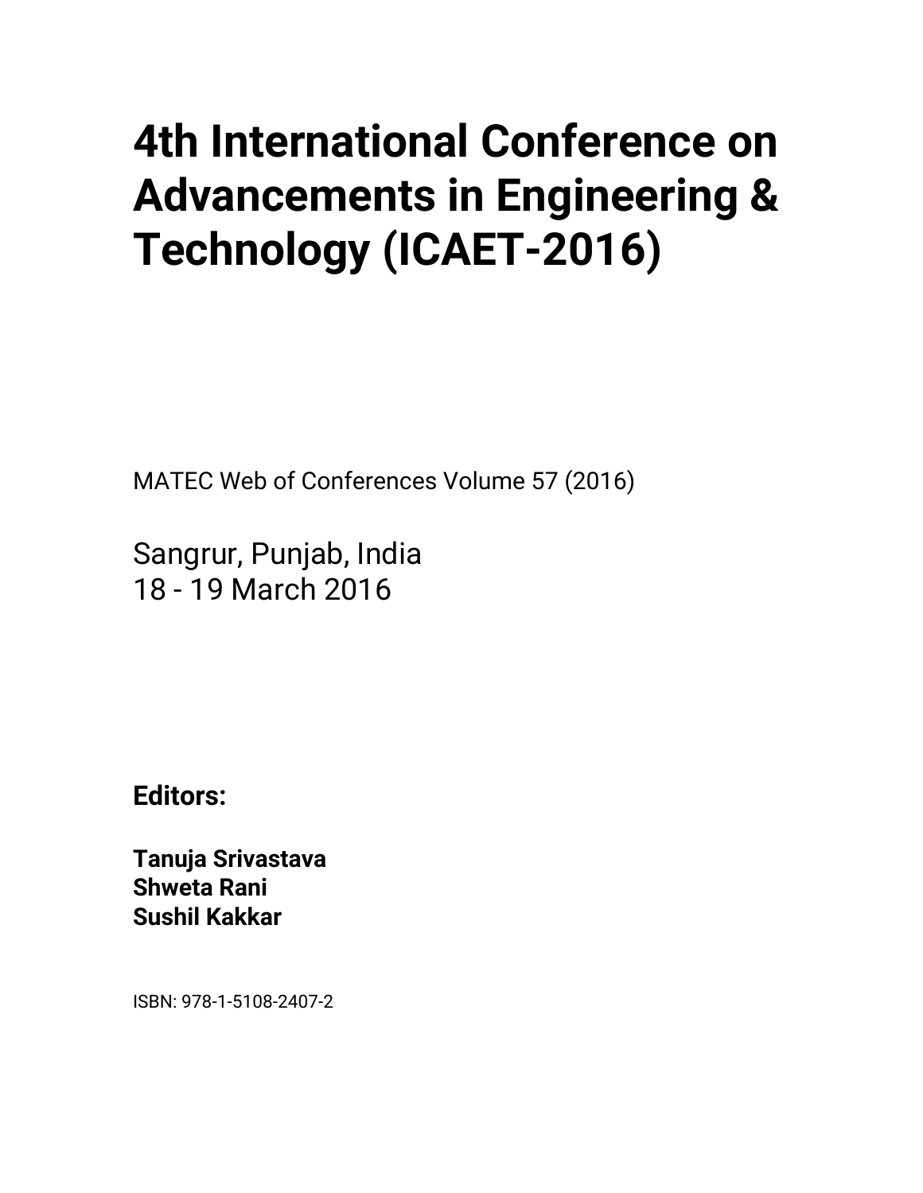# 4th International Conference on Advancements in Engineering & Technology (ICAET-2016)

MATEC Web of Conferences Volume 57 (2016)

Sangrur, Punjab, India
18 - 19 March 2016

**Editors:**

**Tanuja Srivastava**
**Shweta Rani**
**Sushil Kakkar**

ISBN: 978-1-5108-2407-2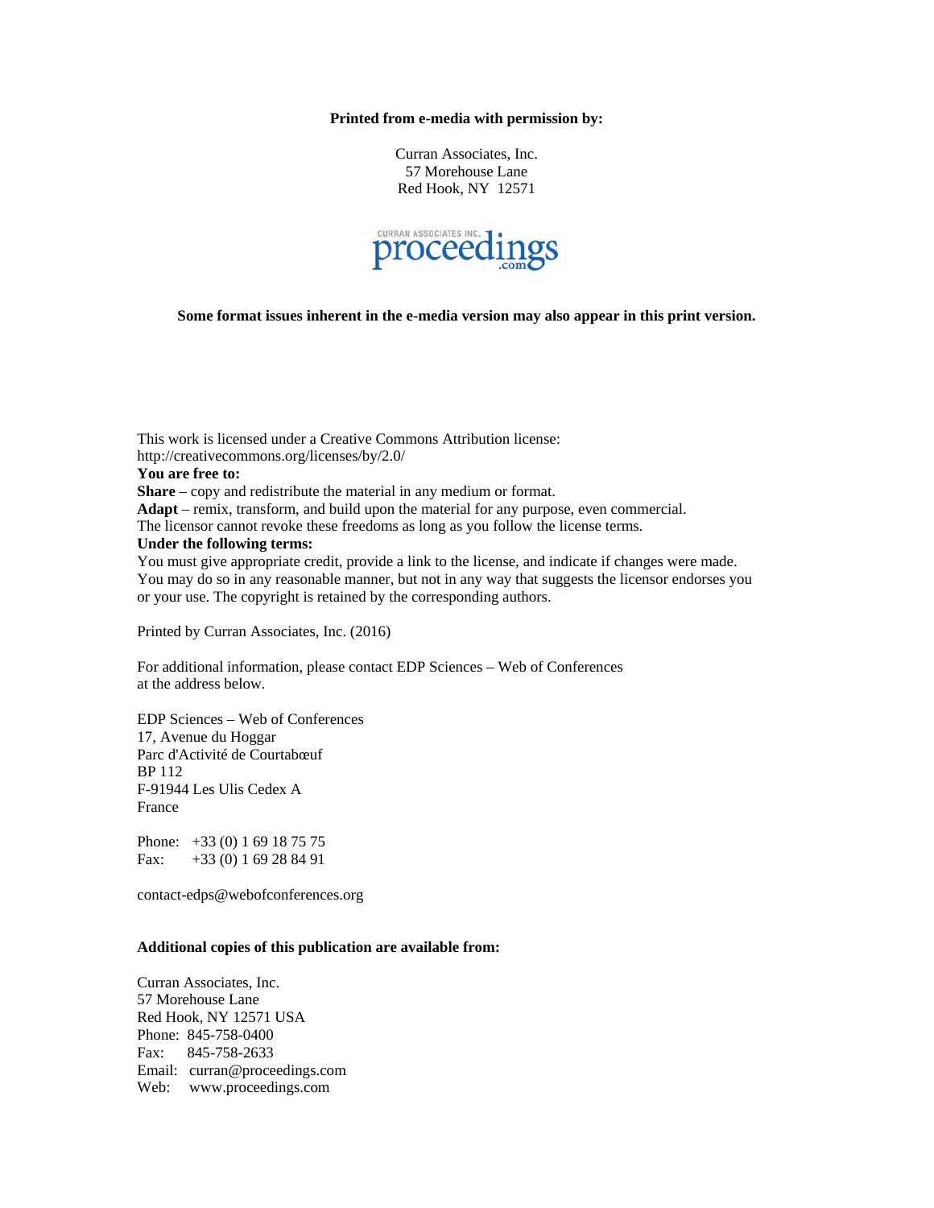**Printed from e-media with permission by:**

Curran Associates, Inc.
57 Morehouse Lane
Red Hook, NY 12571

CURRAN ASSOCIATES INC. proceedings .com

**Some format issues inherent in the e-media version may also appear in this print version.**

This work is licensed under a Creative Commons Attribution license:
http://creativecommons.org/licenses/by/2.0/

**You are free to:**

**Share** – copy and redistribute the material in any medium or format.
**Adapt** – remix, transform, and build upon the material for any purpose, even commercial.
The licensor cannot revoke these freedoms as long as you follow the license terms.

**Under the following terms:**

You must give appropriate credit, provide a link to the license, and indicate if changes were made. You may do so in any reasonable manner, but not in any way that suggests the licensor endorses you or your use. The copyright is retained by the corresponding authors.

Printed by Curran Associates, Inc. (2016)

For additional information, please contact EDP Sciences – Web of Conferences at the address below.

EDP Sciences – Web of Conferences
17, Avenue du Hoggar
Parc d'Activité de Courtabœuf
BP 112
F-91944 Les Ulis Cedex A
France

Phone: +33 (0) 1 69 18 75 75
Fax: +33 (0) 1 69 28 84 91

contact-edps@webofconferences.org

**Additional copies of this publication are available from:**

Curran Associates, Inc.
57 Morehouse Lane
Red Hook, NY 12571 USA
Phone: 845-758-0400
Fax: 845-758-2633
Email: curran@proceedings.com
Web: www.proceedings.com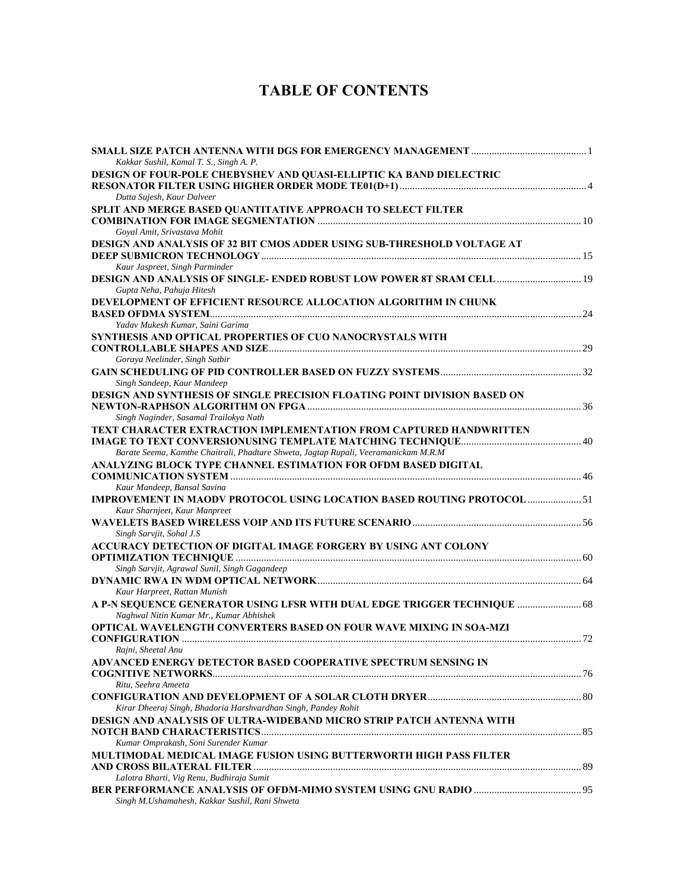# TABLE OF CONTENTS

| | |
|---|---|
| **SMALL SIZE PATCH ANTENNA WITH DGS FOR EMERGENCY MANAGEMENT** | 1 |
| *Kakkar Sushil, Kamal T. S., Singh A. P.* | |
| **DESIGN OF FOUR-POLE CHEBYSHEV AND QUASI-ELLIPTIC KA BAND DIELECTRIC RESONATOR FILTER USING HIGHER ORDER MODE TE01(D+1)** | 4 |
| *Dutta Sujesh, Kaur Dalveer* | |
| **SPLIT AND MERGE BASED QUANTITATIVE APPROACH TO SELECT FILTER COMBINATION FOR IMAGE SEGMENTATION** | 10 |
| *Goyal Amit, Srivastava Mohit* | |
| **DESIGN AND ANALYSIS OF 32 BIT CMOS ADDER USING SUB-THRESHOLD VOLTAGE AT DEEP SUBMICRON TECHNOLOGY** | 15 |
| *Kaur Jaspreet, Singh Parminder* | |
| **DESIGN AND ANALYSIS OF SINGLE- ENDED ROBUST LOW POWER 8T SRAM CELL** | 19 |
| *Gupta Neha, Pahuja Hitesh* | |
| **DEVELOPMENT OF EFFICIENT RESOURCE ALLOCATION ALGORITHM IN CHUNK BASED OFDMA SYSTEM** | 24 |
| *Yadav Mukesh Kumar, Saini Garima* | |
| **SYNTHESIS AND OPTICAL PROPERTIES OF CUO NANOCRYSTALS WITH CONTROLLABLE SHAPES AND SIZE** | 29 |
| *Goraya Neelinder, Singh Satbir* | |
| **GAIN SCHEDULING OF PID CONTROLLER BASED ON FUZZY SYSTEMS** | 32 |
| *Singh Sandeep, Kaur Mandeep* | |
| **DESIGN AND SYNTHESIS OF SINGLE PRECISION FLOATING POINT DIVISION BASED ON NEWTON-RAPHSON ALGORITHM ON FPGA** | 36 |
| *Singh Naginder, Sasamal Trailokya Nath* | |
| **TEXT CHARACTER EXTRACTION IMPLEMENTATION FROM CAPTURED HANDWRITTEN IMAGE TO TEXT CONVERSIONUSING TEMPLATE MATCHING TECHNIQUE** | 40 |
| *Barate Seema, Kamthe Chaitrali, Phadtare Shweta, Jagtap Rupali, Veeramanickam M.R.M* | |
| **ANALYZING BLOCK TYPE CHANNEL ESTIMATION FOR OFDM BASED DIGITAL COMMUNICATION SYSTEM** | 46 |
| *Kaur Mandeep, Bansal Savina* | |
| **IMPROVEMENT IN MAODV PROTOCOL USING LOCATION BASED ROUTING PROTOCOL** | 51 |
| *Kaur Sharnjeet, Kaur Manpreet* | |
| **WAVELETS BASED WIRELESS VOIP AND ITS FUTURE SCENARIO** | 56 |
| *Singh Sarvjit, Sohal J.S* | |
| **ACCURACY DETECTION OF DIGITAL IMAGE FORGERY BY USING ANT COLONY OPTIMIZATION TECHNIQUE** | 60 |
| *Singh Sarvjit, Agrawal Sunil, Singh Gagandeep* | |
| **DYNAMIC RWA IN WDM OPTICAL NETWORK** | 64 |
| *Kaur Harpreet, Rattan Munish* | |
| **A P-N SEQUENCE GENERATOR USING LFSR WITH DUAL EDGE TRIGGER TECHNIQUE** | 68 |
| *Naghwal Nitin Kumar Mr., Kumar Abhishek* | |
| **OPTICAL WAVELENGTH CONVERTERS BASED ON FOUR WAVE MIXING IN SOA-MZI CONFIGURATION** | 72 |
| *Rajni, Sheetal Anu* | |
| **ADVANCED ENERGY DETECTOR BASED COOPERATIVE SPECTRUM SENSING IN COGNITIVE NETWORKS** | 76 |
| *Ritu, Seehra Ameeta* | |
| **CONFIGURATION AND DEVELOPMENT OF A SOLAR CLOTH DRYER** | 80 |
| *Kirar Dheeraj Singh, Bhadoria Harshvardhan Singh, Pandey Rohit* | |
| **DESIGN AND ANALYSIS OF ULTRA-WIDEBAND MICRO STRIP PATCH ANTENNA WITH NOTCH BAND CHARACTERISTICS** | 85 |
| *Kumar Omprakash, Soni Surender Kumar* | |
| **MULTIMODAL MEDICAL IMAGE FUSION USING BUTTERWORTH HIGH PASS FILTER AND CROSS BILATERAL FILTER** | 89 |
| *Lalotra Bharti, Vig Renu, Budhiraja Sumit* | |
| **BER PERFORMANCE ANALYSIS OF OFDM-MIMO SYSTEM USING GNU RADIO** | 95 |
| *Singh M.Ushamahesh, Kakkar Sushil, Rani Shweta* | |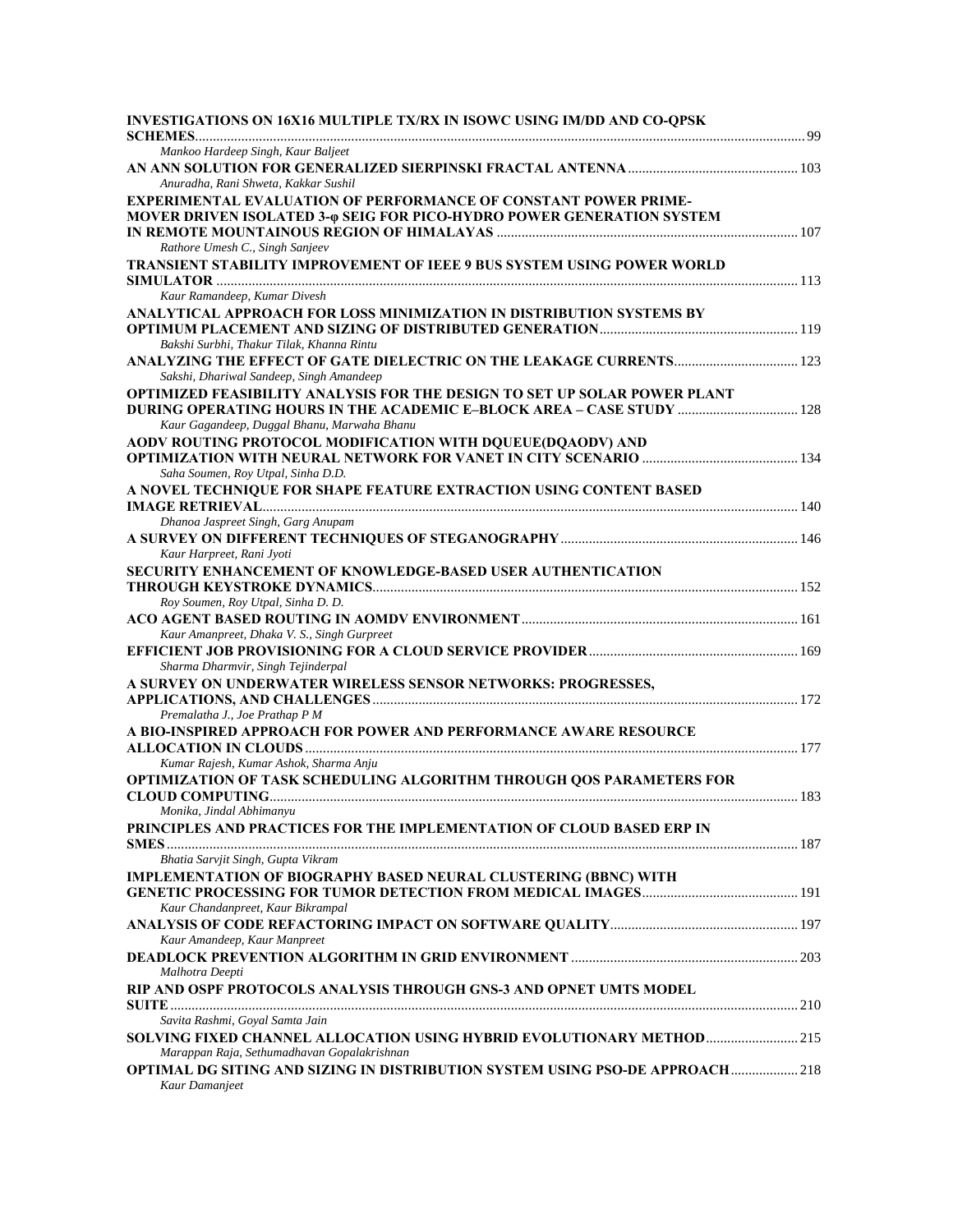**INVESTIGATIONS ON 16X16 MULTIPLE TX/RX IN ISOWC USING IM/DD AND CO-QPSK SCHEMES** ........................................................................................................................ 99
*Mankoo Hardeep Singh, Kaur Baljeet*

**AN ANN SOLUTION FOR GENERALIZED SIERPINSKI FRACTAL ANTENNA** ........................................ 103
*Anuradha, Rani Shweta, Kakkar Sushil*

**EXPERIMENTAL EVALUATION OF PERFORMANCE OF CONSTANT POWER PRIME-MOVER DRIVEN ISOLATED 3-φ SEIG FOR PICO-HYDRO POWER GENERATION SYSTEM IN REMOTE MOUNTAINOUS REGION OF HIMALAYAS** ........................................................................ 107
*Rathore Umesh C., Singh Sanjeev*

**TRANSIENT STABILITY IMPROVEMENT OF IEEE 9 BUS SYSTEM USING POWER WORLD SIMULATOR** ........................................................................................................................ 113
*Kaur Ramandeep, Kumar Divesh*

**ANALYTICAL APPROACH FOR LOSS MINIMIZATION IN DISTRIBUTION SYSTEMS BY OPTIMUM PLACEMENT AND SIZING OF DISTRIBUTED GENERATION** ........................................................ 119
*Bakshi Surbhi, Thakur Tilak, Khanna Rintu*

**ANALYZING THE EFFECT OF GATE DIELECTRIC ON THE LEAKAGE CURRENTS** ................................ 123
*Sakshi, Dhariwal Sandeep, Singh Amandeep*

**OPTIMIZED FEASIBILITY ANALYSIS FOR THE DESIGN TO SET UP SOLAR POWER PLANT DURING OPERATING HOURS IN THE ACADEMIC E–BLOCK AREA – CASE STUDY** ................................ 128
*Kaur Gagandeep, Duggal Bhanu, Marwaha Bhanu*

**AODV ROUTING PROTOCOL MODIFICATION WITH DQUEUE(DQAODV) AND OPTIMIZATION WITH NEURAL NETWORK FOR VANET IN CITY SCENARIO** ............................................ 134
*Saha Soumen, Roy Utpal, Sinha D.D.*

**A NOVEL TECHNIQUE FOR SHAPE FEATURE EXTRACTION USING CONTENT BASED IMAGE RETRIEVAL** ........................................................................................................................ 140
*Dhanoa Jaspreet Singh, Garg Anupam*

**A SURVEY ON DIFFERENT TECHNIQUES OF STEGANOGRAPHY** .................................................... 146
*Kaur Harpreet, Rani Jyoti*

**SECURITY ENHANCEMENT OF KNOWLEDGE-BASED USER AUTHENTICATION THROUGH KEYSTROKE DYNAMICS** ........................................................................................................ 152
*Roy Soumen, Roy Utpal, Sinha D. D.*

**ACO AGENT BASED ROUTING IN AOMDV ENVIRONMENT** ............................................................. 161
*Kaur Amanpreet, Dhaka V. S., Singh Gurpreet*

**EFFICIENT JOB PROVISIONING FOR A CLOUD SERVICE PROVIDER** ................................................ 169
*Sharma Dharmvir, Singh Tejinderpal*

**A SURVEY ON UNDERWATER WIRELESS SENSOR NETWORKS: PROGRESSES, APPLICATIONS, AND CHALLENGES** ............................................................................................ 172
*Premalatha J., Joe Prathap P M*

**A BIO-INSPIRED APPROACH FOR POWER AND PERFORMANCE AWARE RESOURCE ALLOCATION IN CLOUDS** ........................................................................................................ 177
*Kumar Rajesh, Kumar Ashok, Sharma Anju*

**OPTIMIZATION OF TASK SCHEDULING ALGORITHM THROUGH QOS PARAMETERS FOR CLOUD COMPUTING** ........................................................................................................ 183
*Monika, Jindal Abhimanyu*

**PRINCIPLES AND PRACTICES FOR THE IMPLEMENTATION OF CLOUD BASED ERP IN SMES** ........................................................................................................................ 187
*Bhatia Sarvjit Singh, Gupta Vikram*

**IMPLEMENTATION OF BIOGRAPHY BASED NEURAL CLUSTERING (BBNC) WITH GENETIC PROCESSING FOR TUMOR DETECTION FROM MEDICAL IMAGES** ........................................ 191
*Kaur Chandanpreet, Kaur Bikrampal*

**ANALYSIS OF CODE REFACTORING IMPACT ON SOFTWARE QUALITY** .............................................. 197
*Kaur Amandeep, Kaur Manpreet*

**DEADLOCK PREVENTION ALGORITHM IN GRID ENVIRONMENT** ..................................................... 203
*Malhotra Deepti*

**RIP AND OSPF PROTOCOLS ANALYSIS THROUGH GNS-3 AND OPNET UMTS MODEL SUITE** ........................................................................................................................ 210
*Savita Rashmi, Goyal Samta Jain*

**SOLVING FIXED CHANNEL ALLOCATION USING HYBRID EVOLUTIONARY METHOD** ......................... 215
*Marappan Raja, Sethumadhavan Gopalakrishnan*

**OPTIMAL DG SITING AND SIZING IN DISTRIBUTION SYSTEM USING PSO-DE APPROACH** ................... 218
*Kaur Damanjeet*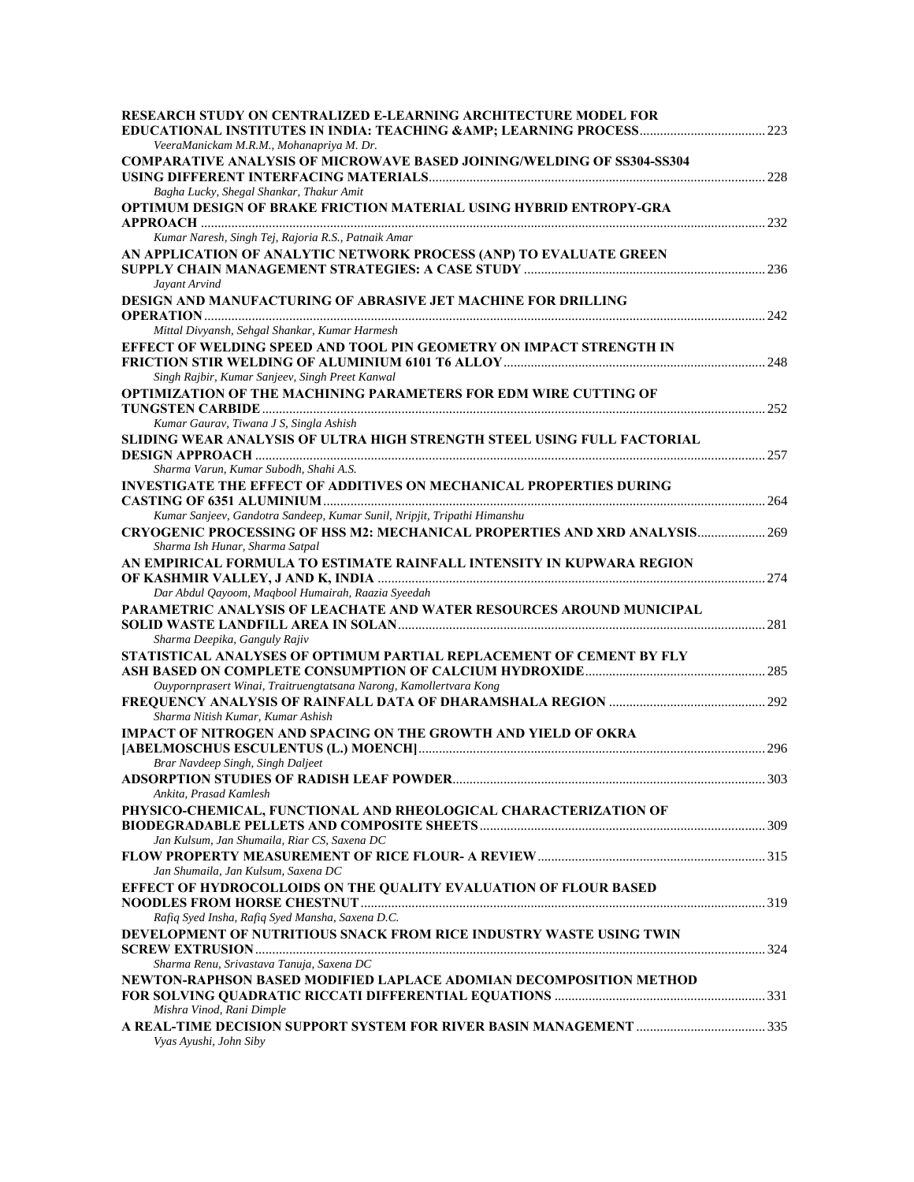**RESEARCH STUDY ON CENTRALIZED E-LEARNING ARCHITECTURE MODEL FOR EDUCATIONAL INSTITUTES IN INDIA: TEACHING &AMP; LEARNING PROCESS** ..... 223
*VeeraManickam M.R.M., Mohanapriya M. Dr.*

**COMPARATIVE ANALYSIS OF MICROWAVE BASED JOINING/WELDING OF SS304-SS304 USING DIFFERENT INTERFACING MATERIALS** ..... 228
*Bagha Lucky, Shegal Shankar, Thakur Amit*

**OPTIMUM DESIGN OF BRAKE FRICTION MATERIAL USING HYBRID ENTROPY-GRA APPROACH** ..... 232
*Kumar Naresh, Singh Tej, Rajoria R.S., Patnaik Amar*

**AN APPLICATION OF ANALYTIC NETWORK PROCESS (ANP) TO EVALUATE GREEN SUPPLY CHAIN MANAGEMENT STRATEGIES: A CASE STUDY** ..... 236
*Jayant Arvind*

**DESIGN AND MANUFACTURING OF ABRASIVE JET MACHINE FOR DRILLING OPERATION** ..... 242
*Mittal Divyansh, Sehgal Shankar, Kumar Harmesh*

**EFFECT OF WELDING SPEED AND TOOL PIN GEOMETRY ON IMPACT STRENGTH IN FRICTION STIR WELDING OF ALUMINIUM 6101 T6 ALLOY** ..... 248
*Singh Rajbir, Kumar Sanjeev, Singh Preet Kanwal*

**OPTIMIZATION OF THE MACHINING PARAMETERS FOR EDM WIRE CUTTING OF TUNGSTEN CARBIDE** ..... 252
*Kumar Gaurav, Tiwana J S, Singla Ashish*

**SLIDING WEAR ANALYSIS OF ULTRA HIGH STRENGTH STEEL USING FULL FACTORIAL DESIGN APPROACH** ..... 257
*Sharma Varun, Kumar Subodh, Shahi A.S.*

**INVESTIGATE THE EFFECT OF ADDITIVES ON MECHANICAL PROPERTIES DURING CASTING OF 6351 ALUMINIUM** ..... 264
*Kumar Sanjeev, Gandotra Sandeep, Kumar Sunil, Nripjit, Tripathi Himanshu*

**CRYOGENIC PROCESSING OF HSS M2: MECHANICAL PROPERTIES AND XRD ANALYSIS** ..... 269
*Sharma Ish Hunar, Sharma Satpal*

**AN EMPIRICAL FORMULA TO ESTIMATE RAINFALL INTENSITY IN KUPWARA REGION OF KASHMIR VALLEY, J AND K, INDIA** ..... 274
*Dar Abdul Qayoom, Maqbool Humairah, Raazia Syeedah*

**PARAMETRIC ANALYSIS OF LEACHATE AND WATER RESOURCES AROUND MUNICIPAL SOLID WASTE LANDFILL AREA IN SOLAN** ..... 281
*Sharma Deepika, Ganguly Rajiv*

**STATISTICAL ANALYSES OF OPTIMUM PARTIAL REPLACEMENT OF CEMENT BY FLY ASH BASED ON COMPLETE CONSUMPTION OF CALCIUM HYDROXIDE** ..... 285
*Ouypornprasert Winai, Traitruengtatsana Narong, Kamollertvara Kong*

**FREQUENCY ANALYSIS OF RAINFALL DATA OF DHARAMSHALA REGION** ..... 292
*Sharma Nitish Kumar, Kumar Ashish*

**IMPACT OF NITROGEN AND SPACING ON THE GROWTH AND YIELD OF OKRA [ABELMOSCHUS ESCULENTUS (L.) MOENCH]** ..... 296
*Brar Navdeep Singh, Singh Daljeet*

**ADSORPTION STUDIES OF RADISH LEAF POWDER** ..... 303
*Ankita, Prasad Kamlesh*

**PHYSICO-CHEMICAL, FUNCTIONAL AND RHEOLOGICAL CHARACTERIZATION OF BIODEGRADABLE PELLETS AND COMPOSITE SHEETS** ..... 309
*Jan Kulsum, Jan Shumaila, Riar CS, Saxena DC*

**FLOW PROPERTY MEASUREMENT OF RICE FLOUR- A REVIEW** ..... 315
*Jan Shumaila, Jan Kulsum, Saxena DC*

**EFFECT OF HYDROCOLLOIDS ON THE QUALITY EVALUATION OF FLOUR BASED NOODLES FROM HORSE CHESTNUT** ..... 319
*Rafiq Syed Insha, Rafiq Syed Mansha, Saxena D.C.*

**DEVELOPMENT OF NUTRITIOUS SNACK FROM RICE INDUSTRY WASTE USING TWIN SCREW EXTRUSION** ..... 324
*Sharma Renu, Srivastava Tanuja, Saxena DC*

**NEWTON-RAPHSON BASED MODIFIED LAPLACE ADOMIAN DECOMPOSITION METHOD FOR SOLVING QUADRATIC RICCATI DIFFERENTIAL EQUATIONS** ..... 331
*Mishra Vinod, Rani Dimple*

**A REAL-TIME DECISION SUPPORT SYSTEM FOR RIVER BASIN MANAGEMENT** ..... 335
*Vyas Ayushi, John Siby*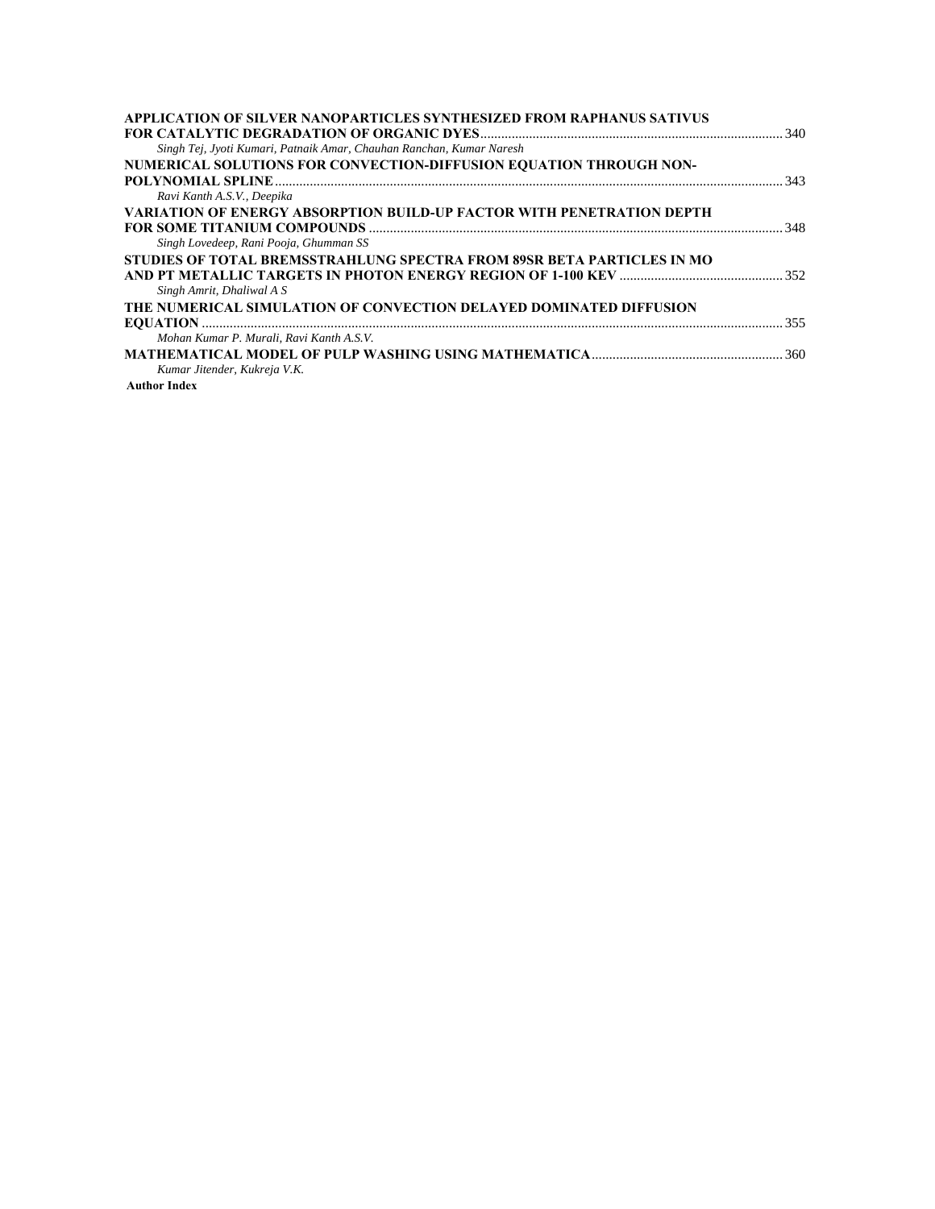**APPLICATION OF SILVER NANOPARTICLES SYNTHESIZED FROM RAPHANUS SATIVUS FOR CATALYTIC DEGRADATION OF ORGANIC DYES** ...................................................................................... 340

*Singh Tej, Jyoti Kumari, Patnaik Amar, Chauhan Ranchan, Kumar Naresh*

**NUMERICAL SOLUTIONS FOR CONVECTION-DIFFUSION EQUATION THROUGH NON-POLYNOMIAL SPLINE** ................................................................................................................................................ 343

*Ravi Kanth A.S.V., Deepika*

**VARIATION OF ENERGY ABSORPTION BUILD-UP FACTOR WITH PENETRATION DEPTH FOR SOME TITANIUM COMPOUNDS** ..................................................................................................................... 348

*Singh Lovedeep, Rani Pooja, Ghumman SS*

**STUDIES OF TOTAL BREMSSTRAHLUNG SPECTRA FROM 89SR BETA PARTICLES IN MO AND PT METALLIC TARGETS IN PHOTON ENERGY REGION OF 1-100 KEV** .............................................. 352

*Singh Amrit, Dhaliwal A S*

**THE NUMERICAL SIMULATION OF CONVECTION DELAYED DOMINATED DIFFUSION EQUATION** ..................................................................................................................................................... 355

*Mohan Kumar P. Murali, Ravi Kanth A.S.V.*

**MATHEMATICAL MODEL OF PULP WASHING USING MATHEMATICA** ....................................................... 360

*Kumar Jitender, Kukreja V.K.*

**Author Index**